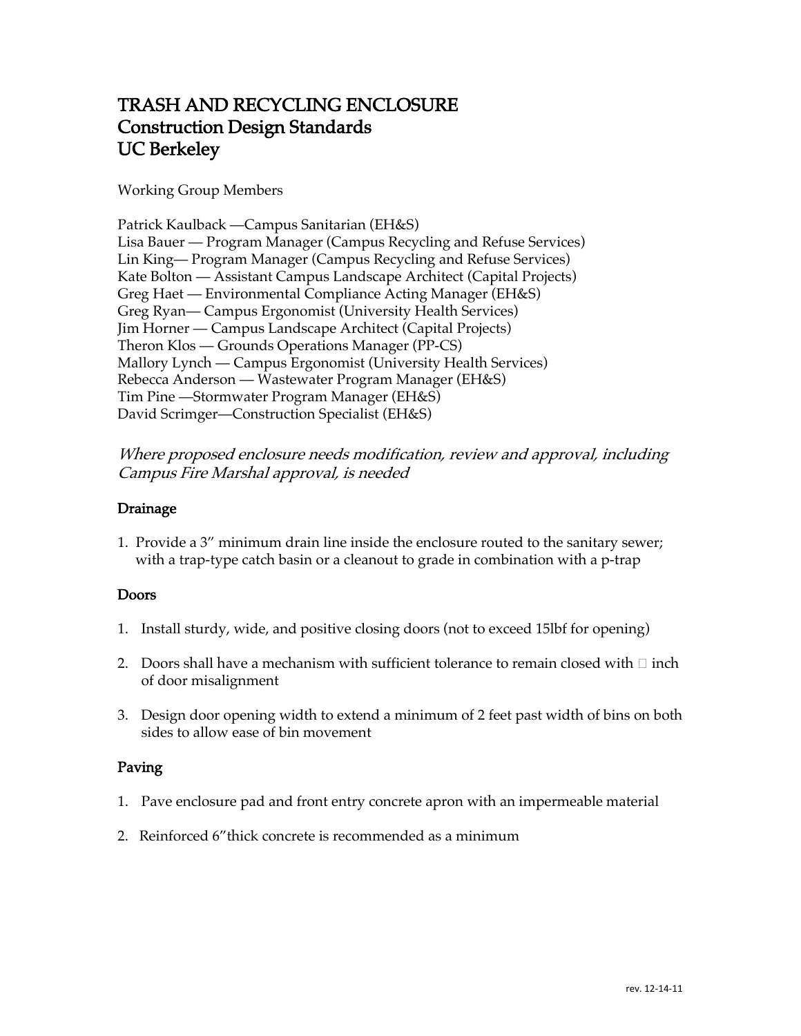# TRASH AND RECYCLING ENCLOSURE
# Construction Design Standards
# UC Berkeley

Working Group Members

Patrick Kaulback —Campus Sanitarian (EH&S)
Lisa Bauer — Program Manager (Campus Recycling and Refuse Services)
Lin King— Program Manager (Campus Recycling and Refuse Services)
Kate Bolton — Assistant Campus Landscape Architect (Capital Projects)
Greg Haet — Environmental Compliance Acting Manager (EH&S)
Greg Ryan— Campus Ergonomist (University Health Services)
Jim Horner — Campus Landscape Architect (Capital Projects)
Theron Klos — Grounds Operations Manager (PP-CS)
Mallory Lynch — Campus Ergonomist (University Health Services)
Rebecca Anderson — Wastewater Program Manager (EH&S)
Tim Pine —Stormwater Program Manager (EH&S)
David Scrimger—Construction Specialist (EH&S)

*Where proposed enclosure needs modification, review and approval, including Campus Fire Marshal approval, is needed*

## Drainage

1. Provide a 3" minimum drain line inside the enclosure routed to the sanitary sewer; with a trap-type catch basin or a cleanout to grade in combination with a p-trap

## Doors

1. Install sturdy, wide, and positive closing doors (not to exceed 15lbf for opening)
2. Doors shall have a mechanism with sufficient tolerance to remain closed with  inch of door misalignment
3. Design door opening width to extend a minimum of 2 feet past width of bins on both sides to allow ease of bin movement

## Paving

1. Pave enclosure pad and front entry concrete apron with an impermeable material
2. Reinforced 6"thick concrete is recommended as a minimum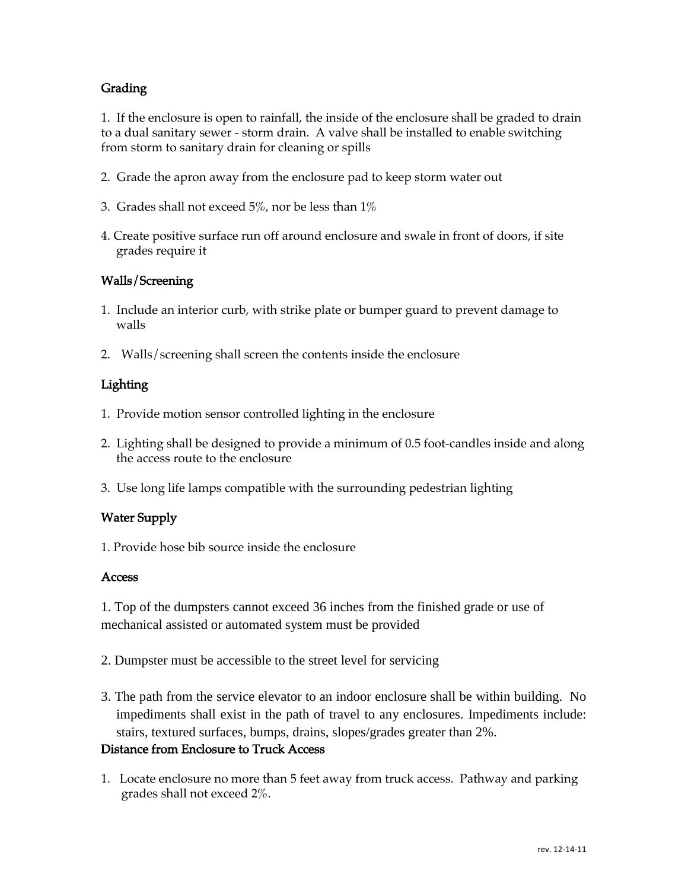## Grading

1. If the enclosure is open to rainfall, the inside of the enclosure shall be graded to drain to a dual sanitary sewer - storm drain. A valve shall be installed to enable switching from storm to sanitary drain for cleaning or spills

2. Grade the apron away from the enclosure pad to keep storm water out

3. Grades shall not exceed 5%, nor be less than 1%

4. Create positive surface run off around enclosure and swale in front of doors, if site grades require it

## Walls/Screening

1. Include an interior curb, with strike plate or bumper guard to prevent damage to walls

2. Walls/screening shall screen the contents inside the enclosure

## Lighting

1. Provide motion sensor controlled lighting in the enclosure

2. Lighting shall be designed to provide a minimum of 0.5 foot-candles inside and along the access route to the enclosure

3. Use long life lamps compatible with the surrounding pedestrian lighting

## Water Supply

1. Provide hose bib source inside the enclosure

## Access

1. Top of the dumpsters cannot exceed 36 inches from the finished grade or use of mechanical assisted or automated system must be provided

2. Dumpster must be accessible to the street level for servicing

3. The path from the service elevator to an indoor enclosure shall be within building. No impediments shall exist in the path of travel to any enclosures. Impediments include: stairs, textured surfaces, bumps, drains, slopes/grades greater than 2%.

## Distance from Enclosure to Truck Access

1. Locate enclosure no more than 5 feet away from truck access. Pathway and parking grades shall not exceed 2%.

rev. 12-14-11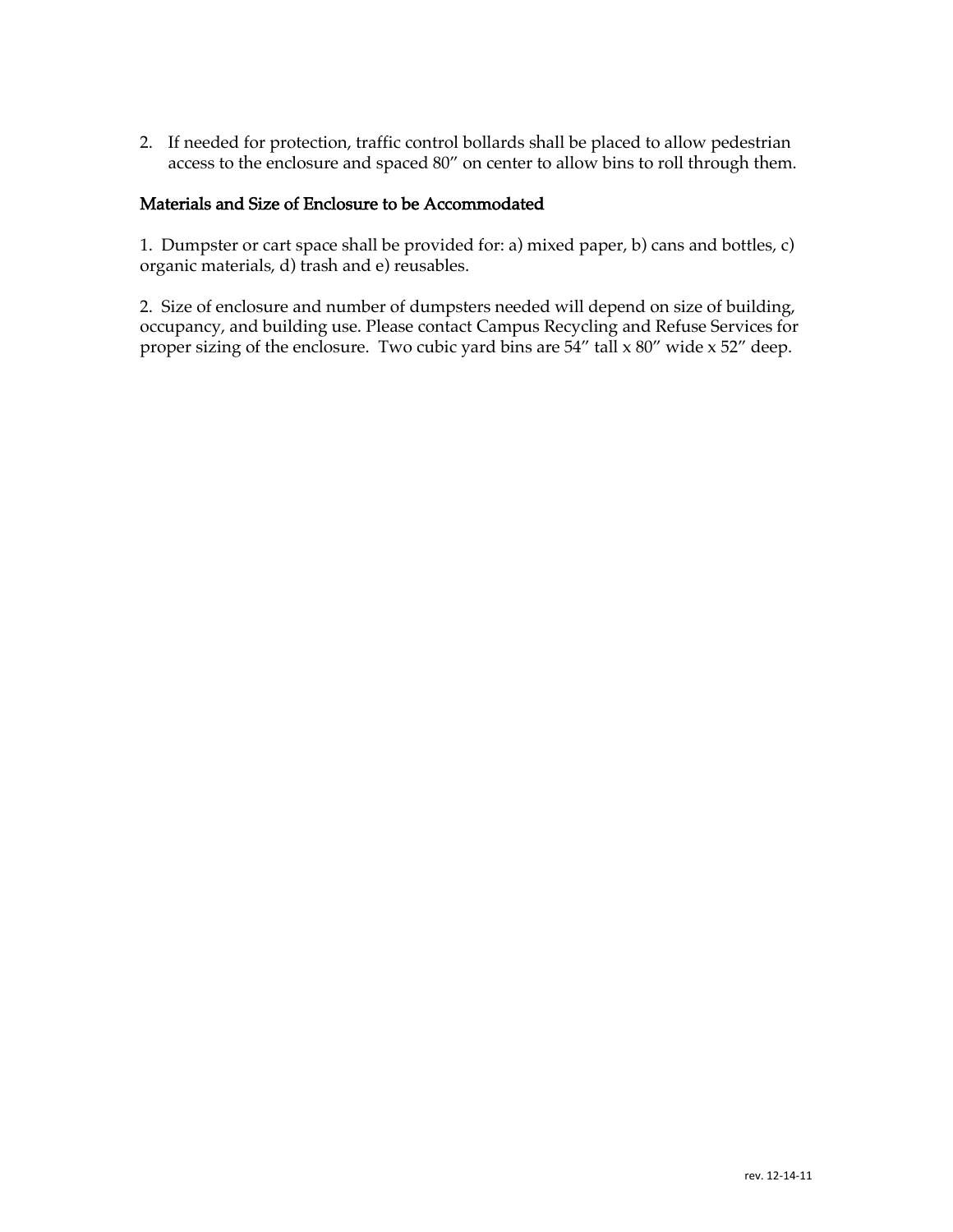2. If needed for protection, traffic control bollards shall be placed to allow pedestrian access to the enclosure and spaced 80" on center to allow bins to roll through them.

### Materials and Size of Enclosure to be Accommodated

1. Dumpster or cart space shall be provided for: a) mixed paper, b) cans and bottles, c) organic materials, d) trash and e) reusables.

2. Size of enclosure and number of dumpsters needed will depend on size of building, occupancy, and building use. Please contact Campus Recycling and Refuse Services for proper sizing of the enclosure. Two cubic yard bins are 54" tall x 80" wide x 52" deep.

rev. 12-14-11